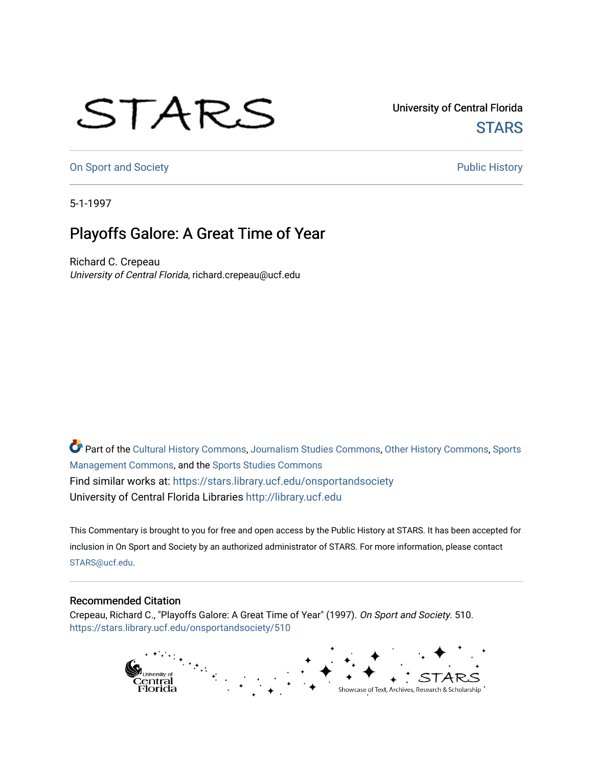University of Central Florida

STARS

On Sport and Society

Public History

5-1-1997

# Playoffs Galore: A Great Time of Year

Richard C. Crepeau

*University of Central Florida*, richard.crepeau@ucf.edu

Part of the Cultural History Commons, Journalism Studies Commons, Other History Commons, Sports Management Commons, and the Sports Studies Commons

Find similar works at: https://stars.library.ucf.edu/onsportandsociety

University of Central Florida Libraries http://library.ucf.edu

This Commentary is brought to you for free and open access by the Public History at STARS. It has been accepted for inclusion in On Sport and Society by an authorized administrator of STARS. For more information, please contact STARS@ucf.edu.

## Recommended Citation

Crepeau, Richard C., "Playoffs Galore: A Great Time of Year" (1997). *On Sport and Society*. 510.

https://stars.library.ucf.edu/onsportandsociety/510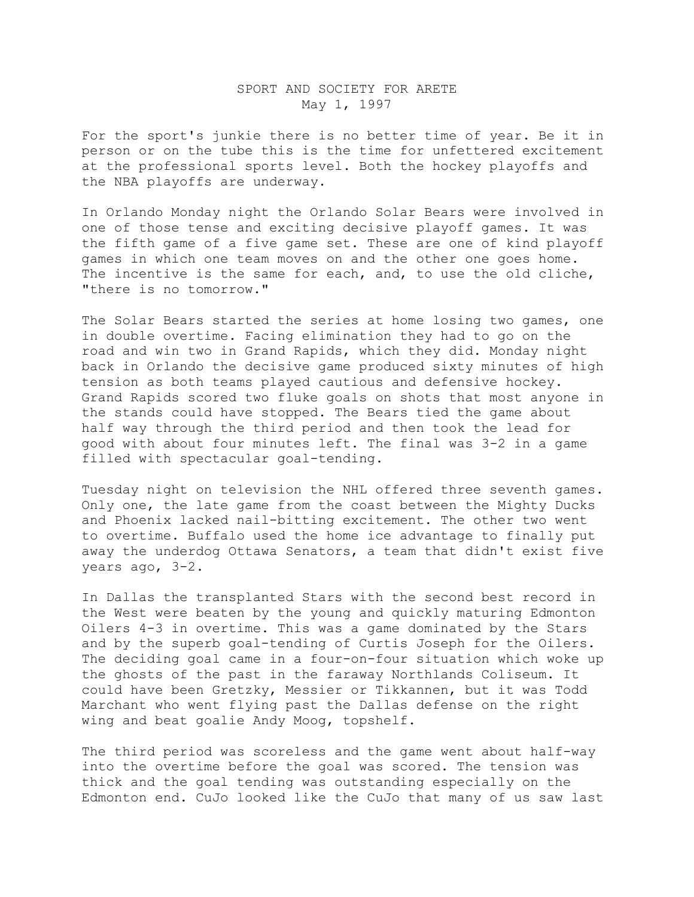SPORT AND SOCIETY FOR ARETE
May 1, 1997

For the sport's junkie there is no better time of year. Be it in person or on the tube this is the time for unfettered excitement at the professional sports level. Both the hockey playoffs and the NBA playoffs are underway.

In Orlando Monday night the Orlando Solar Bears were involved in one of those tense and exciting decisive playoff games. It was the fifth game of a five game set. These are one of kind playoff games in which one team moves on and the other one goes home. The incentive is the same for each, and, to use the old cliche, "there is no tomorrow."

The Solar Bears started the series at home losing two games, one in double overtime. Facing elimination they had to go on the road and win two in Grand Rapids, which they did. Monday night back in Orlando the decisive game produced sixty minutes of high tension as both teams played cautious and defensive hockey. Grand Rapids scored two fluke goals on shots that most anyone in the stands could have stopped. The Bears tied the game about half way through the third period and then took the lead for good with about four minutes left. The final was 3-2 in a game filled with spectacular goal-tending.

Tuesday night on television the NHL offered three seventh games. Only one, the late game from the coast between the Mighty Ducks and Phoenix lacked nail-bitting excitement. The other two went to overtime. Buffalo used the home ice advantage to finally put away the underdog Ottawa Senators, a team that didn't exist five years ago, 3-2.

In Dallas the transplanted Stars with the second best record in the West were beaten by the young and quickly maturing Edmonton Oilers 4-3 in overtime. This was a game dominated by the Stars and by the superb goal-tending of Curtis Joseph for the Oilers. The deciding goal came in a four-on-four situation which woke up the ghosts of the past in the faraway Northlands Coliseum. It could have been Gretzky, Messier or Tikkannen, but it was Todd Marchant who went flying past the Dallas defense on the right wing and beat goalie Andy Moog, topshelf.

The third period was scoreless and the game went about half-way into the overtime before the goal was scored. The tension was thick and the goal tending was outstanding especially on the Edmonton end. CuJo looked like the CuJo that many of us saw last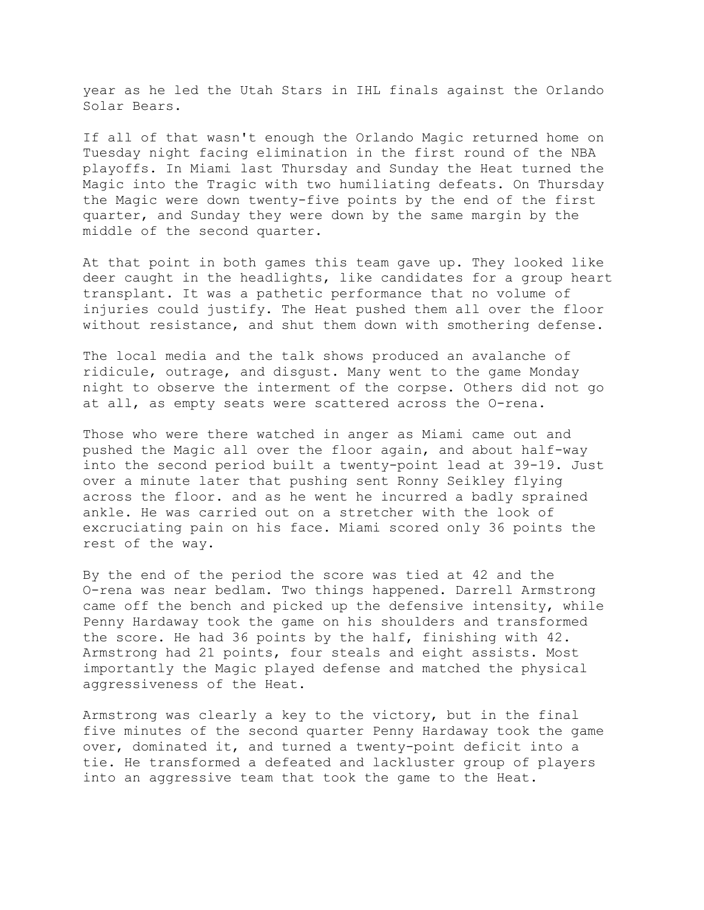year as he led the Utah Stars in IHL finals against the Orlando Solar Bears.

If all of that wasn't enough the Orlando Magic returned home on Tuesday night facing elimination in the first round of the NBA playoffs. In Miami last Thursday and Sunday the Heat turned the Magic into the Tragic with two humiliating defeats. On Thursday the Magic were down twenty-five points by the end of the first quarter, and Sunday they were down by the same margin by the middle of the second quarter.

At that point in both games this team gave up. They looked like deer caught in the headlights, like candidates for a group heart transplant. It was a pathetic performance that no volume of injuries could justify. The Heat pushed them all over the floor without resistance, and shut them down with smothering defense.

The local media and the talk shows produced an avalanche of ridicule, outrage, and disgust. Many went to the game Monday night to observe the interment of the corpse. Others did not go at all, as empty seats were scattered across the O-rena.

Those who were there watched in anger as Miami came out and pushed the Magic all over the floor again, and about half-way into the second period built a twenty-point lead at 39-19. Just over a minute later that pushing sent Ronny Seikley flying across the floor. and as he went he incurred a badly sprained ankle. He was carried out on a stretcher with the look of excruciating pain on his face. Miami scored only 36 points the rest of the way.

By the end of the period the score was tied at 42 and the O-rena was near bedlam. Two things happened. Darrell Armstrong came off the bench and picked up the defensive intensity, while Penny Hardaway took the game on his shoulders and transformed the score. He had 36 points by the half, finishing with 42. Armstrong had 21 points, four steals and eight assists. Most importantly the Magic played defense and matched the physical aggressiveness of the Heat.

Armstrong was clearly a key to the victory, but in the final five minutes of the second quarter Penny Hardaway took the game over, dominated it, and turned a twenty-point deficit into a tie. He transformed a defeated and lackluster group of players into an aggressive team that took the game to the Heat.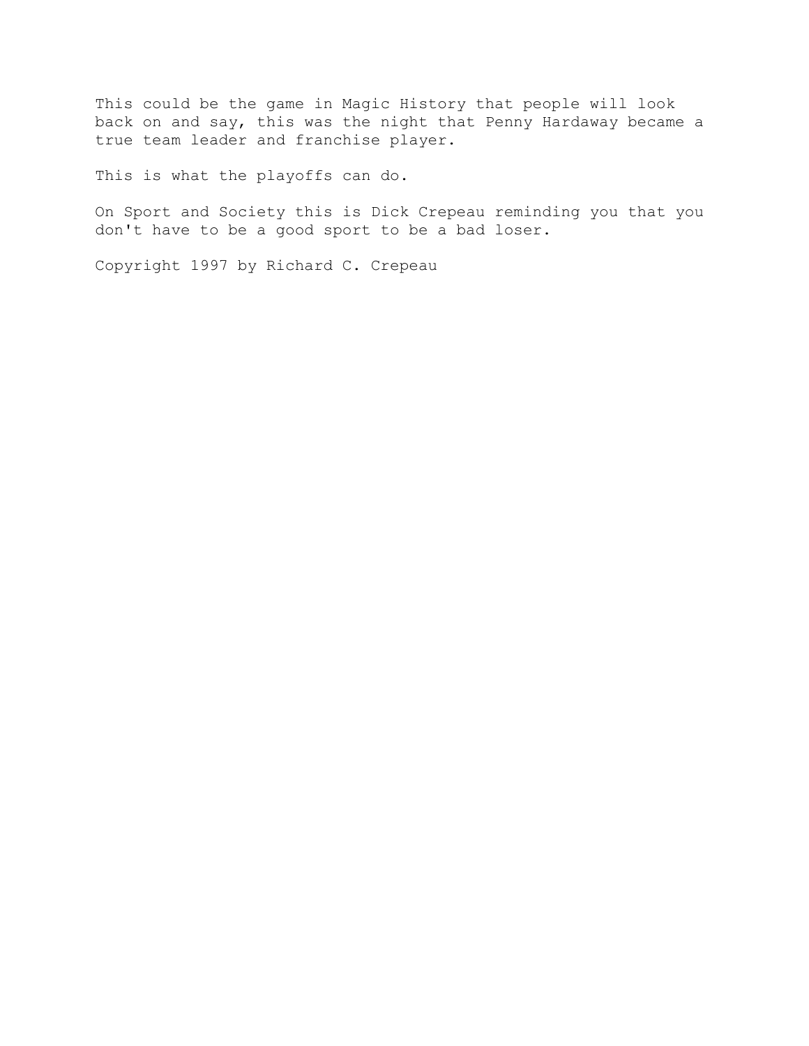This could be the game in Magic History that people will look back on and say, this was the night that Penny Hardaway became a true team leader and franchise player.

This is what the playoffs can do.

On Sport and Society this is Dick Crepeau reminding you that you don't have to be a good sport to be a bad loser.

Copyright 1997 by Richard C. Crepeau